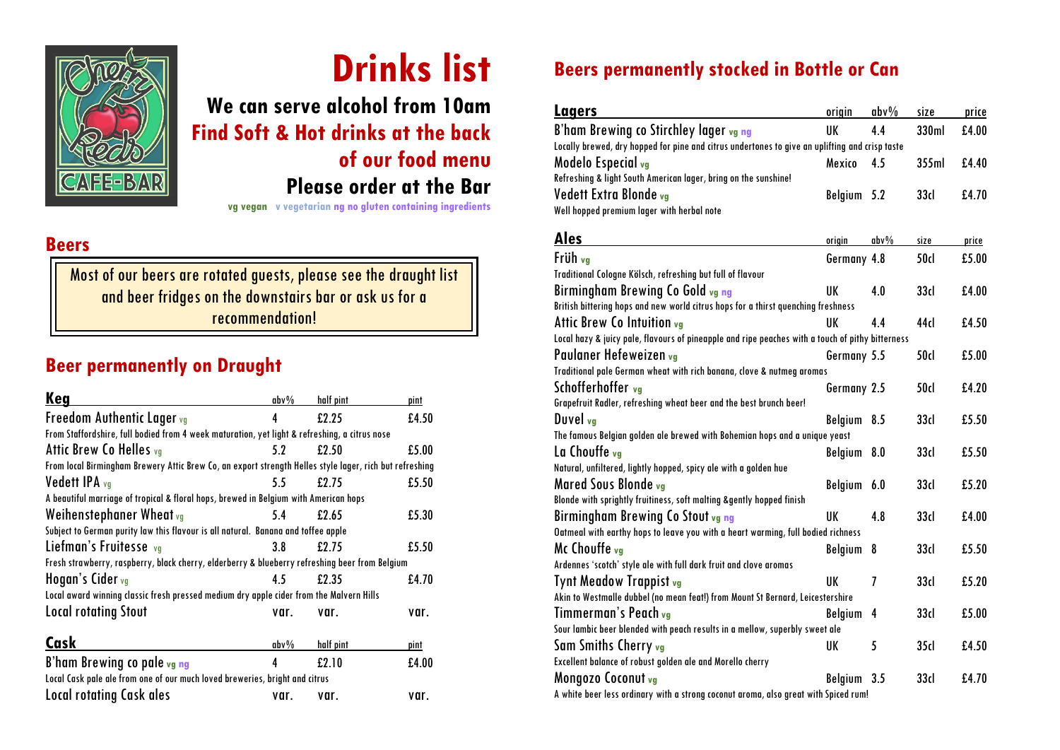# Drinks list

## We can serve alcohol from 10am

## Find Soft & Hot drinks at the back of our food menu

## Please order at the Bar

vg vegan v vegetarian ng no gluten containing ingredients

## Beers

Most of our beers are rotated guests, please see the draught list and beer fridges on the downstairs bar or ask us for a recommendation!

## Beer permanently on Draught

| Keg | abv% | half pint | pint |
|---|---|---|---|
| Freedom Authentic Lager vg | 4 | £2.25 | £4.50 |
| From Staffordshire, full bodied from 4 week maturation, yet light & refreshing, a citrus nose | | | |
| Attic Brew Co Helles vg | 5.2 | £2.50 | £5.00 |
| From local Birmingham Brewery Attic Brew Co, an export strength Helles style lager, rich but refreshing | | | |
| Vedett IPA vg | 5.5 | £2.75 | £5.50 |
| A beautiful marriage of tropical & floral hops, brewed in Belgium with American hops | | | |
| Weihenstephaner Wheat vg | 5.4 | £2.65 | £5.30 |
| Subject to German purity law this flavour is all natural. Banana and toffee apple | | | |
| Liefman's Fruitesse vg | 3.8 | £2.75 | £5.50 |
| Fresh strawberry, raspberry, black cherry, elderberry & blueberry refreshing beer from Belgium | | | |
| Hogan's Cider vg | 4.5 | £2.35 | £4.70 |
| Local award winning classic fresh pressed medium dry apple cider from the Malvern Hills | | | |
| Local rotating Stout | var. | var. | var. |

| Cask | abv% | half pint | pint |
|---|---|---|---|
| B'ham Brewing co pale vg ng | 4 | £2.10 | £4.00 |
| Local Cask pale ale from one of our much loved breweries, bright and citrus | | | |
| Local rotating Cask ales | var. | var. | var. |

## Beers permanently stocked in Bottle or Can

| Lagers | origin | abv% | size | price |
|---|---|---|---|---|
| B'ham Brewing co Stirchley lager vg ng | UK | 4.4 | 330ml | £4.00 |
| Locally brewed, dry hopped for pine and citrus undertones to give an uplifting and crisp taste | | | | |
| Modelo Especial vg | Mexico | 4.5 | 355ml | £4.40 |
| Refreshing & light South American lager, bring on the sunshine! | | | | |
| Vedett Extra Blonde vg | Belgium | 5.2 | 33cl | £4.70 |
| Well hopped premium lager with herbal note | | | | |

| Ales | origin | abv% | size | price |
|---|---|---|---|---|
| Früh vg | Germany | 4.8 | 50cl | £5.00 |
| Traditional Cologne Kölsch, refreshing but full of flavour | | | | |
| Birmingham Brewing Co Gold vg ng | UK | 4.0 | 33cl | £4.00 |
| British bittering hops and new world citrus hops for a thirst quenching freshness | | | | |
| Attic Brew Co Intuition vg | UK | 4.4 | 44cl | £4.50 |
| Local hazy & juicy pale, flavours of pineapple and ripe peaches with a touch of pithy bitterness | | | | |
| Paulaner Hefeweizen vg | Germany | 5.5 | 50cl | £5.00 |
| Traditional pale German wheat with rich banana, clove & nutmeg aromas | | | | |
| Schofferhoffer vg | Germany | 2.5 | 50cl | £4.20 |
| Grapefruit Radler, refreshing wheat beer and the best brunch beer! | | | | |
| Duvel vg | Belgium | 8.5 | 33cl | £5.50 |
| The famous Belgian golden ale brewed with Bohemian hops and a unique yeast | | | | |
| La Chouffe vg | Belgium | 8.0 | 33cl | £5.50 |
| Natural, unfiltered, lightly hopped, spicy ale with a golden hue | | | | |
| Mared Sous Blonde vg | Belgium | 6.0 | 33cl | £5.20 |
| Blonde with sprightly fruitiness, soft malting &gently hopped finish | | | | |
| Birmingham Brewing Co Stout vg ng | UK | 4.8 | 33cl | £4.00 |
| Oatmeal with earthy hops to leave you with a heart warming, full bodied richness | | | | |
| Mc Chouffe vg | Belgium | 8 | 33cl | £5.50 |
| Ardennes 'scotch' style ale with full dark fruit and clove aromas | | | | |
| Tynt Meadow Trappist vg | UK | 7 | 33cl | £5.20 |
| Akin to Westmalle dubbel (no mean feat!) from Mount St Bernard, Leicestershire | | | | |
| Timmerman's Peach vg | Belgium | 4 | 33cl | £5.00 |
| Sour lambic beer blended with peach results in a mellow, superbly sweet ale | | | | |
| Sam Smiths Cherry vg | UK | 5 | 35cl | £4.50 |
| Excellent balance of robust golden ale and Morello cherry | | | | |
| Mongozo Coconut vg | Belgium | 3.5 | 33cl | £4.70 |
| A white beer less ordinary with a strong coconut aroma, also great with Spiced rum! | | | | |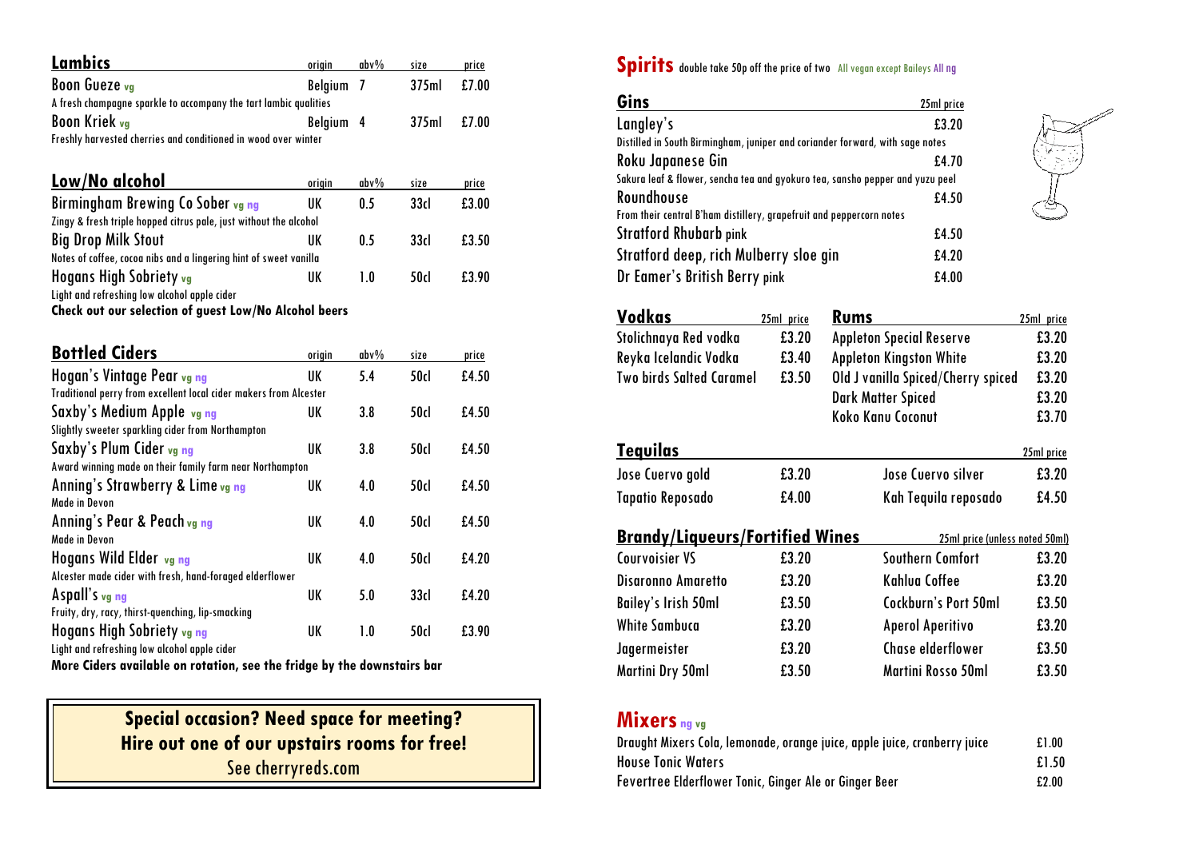## Lambics

| | origin | abv% | size | price |
|---|---|---|---|---|
| Boon Gueze vg | Belgium | 7 | 375ml | £7.00 |
| A fresh champagne sparkle to accompany the tart lambic qualities | | | | |
| Boon Kriek vg | Belgium | 4 | 375ml | £7.00 |
| Freshly harvested cherries and conditioned in wood over winter | | | | |

## Low/No alcohol

| | origin | abv% | size | price |
|---|---|---|---|---|
| Birmingham Brewing Co Sober vg ng | UK | 0.5 | 33cl | £3.00 |
| Zingy & fresh triple hopped citrus pale, just without the alcohol | | | | |
| Big Drop Milk Stout | UK | 0.5 | 33cl | £3.50 |
| Notes of coffee, cocoa nibs and a lingering hint of sweet vanilla | | | | |
| Hogans High Sobriety vg | UK | 1.0 | 50cl | £3.90 |
| Light and refreshing low alcohol apple cider | | | | |

**Check out our selection of guest Low/No Alcohol beers**

## Bottled Ciders

| | origin | abv% | size | price |
|---|---|---|---|---|
| Hogan's Vintage Pear vg ng | UK | 5.4 | 50cl | £4.50 |
| Traditional perry from excellent local cider makers from Alcester | | | | |
| Saxby's Medium Apple vg ng | UK | 3.8 | 50cl | £4.50 |
| Slightly sweeter sparkling cider from Northampton | | | | |
| Saxby's Plum Cider vg ng | UK | 3.8 | 50cl | £4.50 |
| Award winning made on their family farm near Northampton | | | | |
| Anning's Strawberry & Lime vg ng | UK | 4.0 | 50cl | £4.50 |
| Made in Devon | | | | |
| Anning's Pear & Peach vg ng | UK | 4.0 | 50cl | £4.50 |
| Made in Devon | | | | |
| Hogans Wild Elder vg ng | UK | 4.0 | 50cl | £4.20 |
| Alcester made cider with fresh, hand-foraged elderflower | | | | |
| Aspall's vg ng | UK | 5.0 | 33cl | £4.20 |
| Fruity, dry, racy, thirst-quenching, lip-smacking | | | | |
| Hogans High Sobriety vg ng | UK | 1.0 | 50cl | £3.90 |
| Light and refreshing low alcohol apple cider | | | | |

**More Ciders available on rotation, see the fridge by the downstairs bar**

**Special occasion? Need space for meeting?**
**Hire out one of our upstairs rooms for free!**
See cherryreds.com

## Spirits
double take 50p off the price of two All vegan except Baileys All ng

### Gins

| | 25ml price |
|---|---|
| Langley's | £3.20 |
| Distilled in South Birmingham, juniper and coriander forward, with sage notes | |
| Roku Japanese Gin | £4.70 |
| Sakura leaf & flower, sencha tea and gyokuro tea, sansho pepper and yuzu peel | |
| Roundhouse | £4.50 |
| From their central B'ham distillery, grapefruit and peppercorn notes | |
| Stratford Rhubarb pink | £4.50 |
| Stratford deep, rich Mulberry sloe gin | £4.20 |
| Dr Eamer's British Berry pink | £4.00 |

### Vodkas

| | 25ml price |
|---|---|
| Stolichnaya Red vodka | £3.20 |
| Reyka Icelandic Vodka | £3.40 |
| Two birds Salted Caramel | £3.50 |

### Rums

| | 25ml price |
|---|---|
| Appleton Special Reserve | £3.20 |
| Appleton Kingston White | £3.20 |
| Old J vanilla Spiced/Cherry spiced | £3.20 |
| Dark Matter Spiced | £3.20 |
| Koko Kanu Coconut | £3.70 |

### Tequilas

| | 25ml price | | 25ml price |
|---|---|---|---|
| Jose Cuervo gold | £3.20 | Jose Cuervo silver | £3.20 |
| Tapatio Reposado | £4.00 | Kah Tequila reposado | £4.50 |

### Brandy/Liqueurs/Fortified Wines

25ml price (unless noted 50ml)

| | | | |
|---|---|---|---|
| Courvoisier VS | £3.20 | Southern Comfort | £3.20 |
| Disaronno Amaretto | £3.20 | Kahlua Coffee | £3.20 |
| Bailey's Irish 50ml | £3.50 | Cockburn's Port 50ml | £3.50 |
| White Sambuca | £3.20 | Aperol Aperitivo | £3.20 |
| Jagermeister | £3.20 | Chase elderflower | £3.50 |
| Martini Dry 50ml | £3.50 | Martini Rosso 50ml | £3.50 |

## Mixers ng vg

| | |
|---|---|
| Draught Mixers Cola, lemonade, orange juice, apple juice, cranberry juice | £1.00 |
| House Tonic Waters | £1.50 |
| Fevertree Elderflower Tonic, Ginger Ale or Ginger Beer | £2.00 |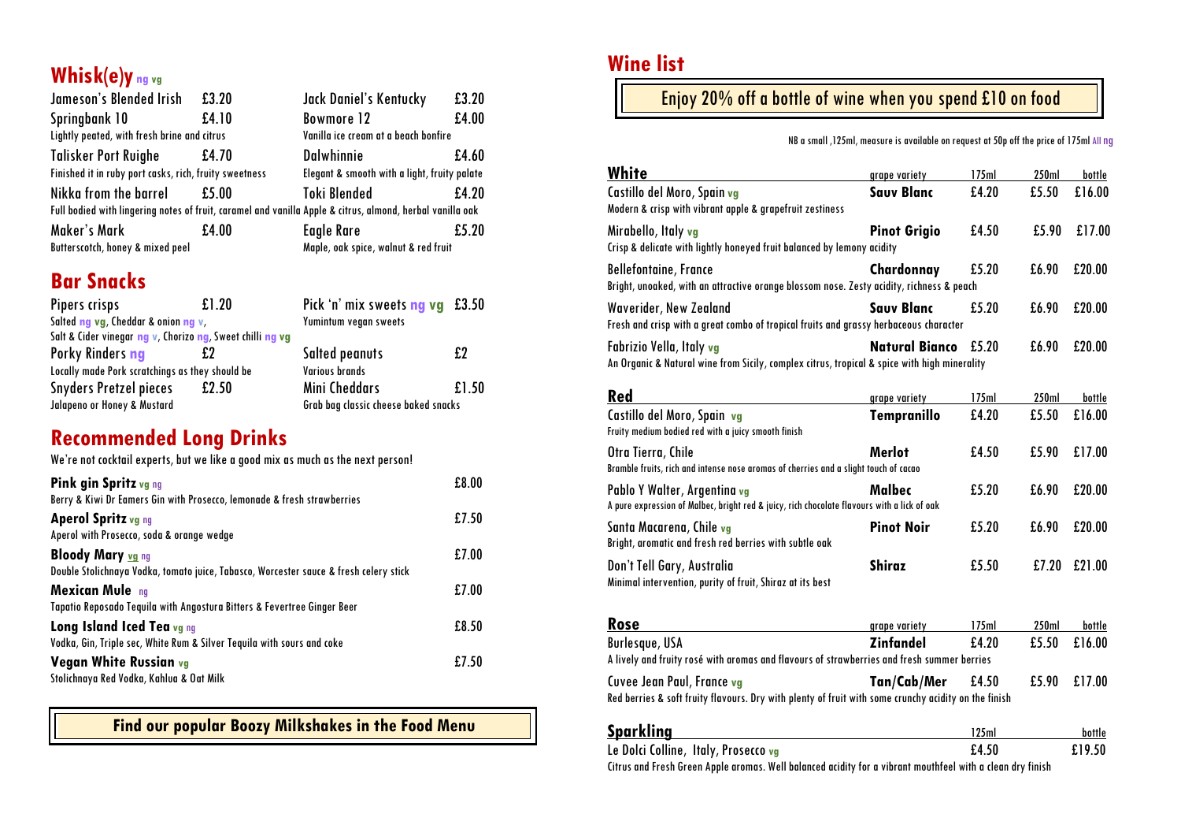## Whisk(e)y ng vg

| | | | |
|---|---|---|---|
| Jameson's Blended Irish | £3.20 | Jack Daniel's Kentucky | £3.20 |
| Springbank 10 | £4.10 | Bowmore 12 | £4.00 |
| Lightly peated, with fresh brine and citrus | | Vanilla ice cream at a beach bonfire | |
| Talisker Port Ruighe | £4.70 | Dalwhinnie | £4.60 |
| Finished it in ruby port casks, rich, fruity sweetness | | Elegant & smooth with a light, fruity palate | |
| Nikka from the barrel | £5.00 | Toki Blended | £4.20 |
| Full bodied with lingering notes of fruit, caramel and vanilla | | Apple & citrus, almond, herbal vanilla oak | |
| Maker's Mark | £4.00 | Eagle Rare | £5.20 |
| Butterscotch, honey & mixed peel | | Maple, oak spice, walnut & red fruit | |

## Bar Snacks

| | | | |
|---|---|---|---|
| Pipers crisps | £1.20 | Pick 'n' mix sweets ng vg | £3.50 |
| Salted ng vg, Cheddar & onion ng v, Salt & Cider vinegar ng v, Chorizo ng, Sweet chilli ng vg | | Yumintum vegan sweets | |
| Porky Rinders ng | £2 | Salted peanuts | £2 |
| Locally made Pork scratchings as they should be | | Various brands | |
| Snyders Pretzel pieces | £2.50 | Mini Cheddars | £1.50 |
| Jalapeno or Honey & Mustard | | Grab bag classic cheese baked snacks | |

## Recommended Long Drinks

We're not cocktail experts, but we like a good mix as much as the next person!

**Pink gin Spritz** vg ng — £8.00
Berry & Kiwi Dr Eamers Gin with Prosecco, lemonade & fresh strawberries

**Aperol Spritz** vg ng — £7.50
Aperol with Prosecco, soda & orange wedge

**Bloody Mary** vg ng — £7.00
Double Stolichnaya Vodka, tomato juice, Tabasco, Worcester sauce & fresh celery stick

**Mexican Mule** ng — £7.00
Tapatio Reposado Tequila with Angostura Bitters & Fevertree Ginger Beer

**Long Island Iced Tea** vg ng — £8.50
Vodka, Gin, Triple sec, White Rum & Silver Tequila with sours and coke

**Vegan White Russian** vg — £7.50
Stolichnaya Red Vodka, Kahlua & Oat Milk

**Find our popular Boozy Milkshakes in the Food Menu**

## Wine list

Enjoy 20% off a bottle of wine when you spend £10 on food

NB a small ,125ml, measure is available on request at 50p off the price of 175ml All ng

| White | grape variety | 175ml | 250ml | bottle |
|---|---|---|---|---|
| Castillo del Moro, Spain vg<br>Modern & crisp with vibrant apple & grapefruit zestiness | **Sauv Blanc** | £4.20 | £5.50 | £16.00 |
| Mirabello, Italy vg<br>Crisp & delicate with lightly honeyed fruit balanced by lemony acidity | **Pinot Grigio** | £4.50 | £5.90 | £17.00 |
| Bellefontaine, France<br>Bright, unoaked, with an attractive orange blossom nose. Zesty acidity, richness & peach | **Chardonnay** | £5.20 | £6.90 | £20.00 |
| Waverider, New Zealand<br>Fresh and crisp with a great combo of tropical fruits and grassy herbaceous character | **Sauv Blanc** | £5.20 | £6.90 | £20.00 |
| Fabrizio Vella, Italy vg<br>An Organic & Natural wine from Sicily, complex citrus, tropical & spice with high minerality | **Natural Bianco** | £5.20 | £6.90 | £20.00 |

| Red | grape variety | 175ml | 250ml | bottle |
|---|---|---|---|---|
| Castillo del Moro, Spain vg<br>Fruity medium bodied red with a juicy smooth finish | **Tempranillo** | £4.20 | £5.50 | £16.00 |
| Otra Tierra, Chile<br>Bramble fruits, rich and intense nose aromas of cherries and a slight touch of cacao | **Merlot** | £4.50 | £5.90 | £17.00 |
| Pablo Y Walter, Argentina vg<br>A pure expression of Malbec, bright red & juicy, rich chocolate flavours with a lick of oak | **Malbec** | £5.20 | £6.90 | £20.00 |
| Santa Macarena, Chile vg<br>Bright, aromatic and fresh red berries with subtle oak | **Pinot Noir** | £5.20 | £6.90 | £20.00 |
| Don't Tell Gary, Australia<br>Minimal intervention, purity of fruit, Shiraz at its best | **Shiraz** | £5.50 | £7.20 | £21.00 |

| Rose | grape variety | 175ml | 250ml | bottle |
|---|---|---|---|---|
| Burlesque, USA<br>A lively and fruity rosé with aromas and flavours of strawberries and fresh summer berries | **Zinfandel** | £4.20 | £5.50 | £16.00 |
| Cuvee Jean Paul, France vg<br>Red berries & soft fruity flavours. Dry with plenty of fruit with some crunchy acidity on the finish | **Tan/Cab/Mer** | £4.50 | £5.90 | £17.00 |

| Sparkling | 125ml | bottle |
|---|---|---|
| Le Dolci Colline, Italy, Prosecco vg<br>Citrus and Fresh Green Apple aromas. Well balanced acidity for a vibrant mouthfeel with a clean dry finish | £4.50 | £19.50 |